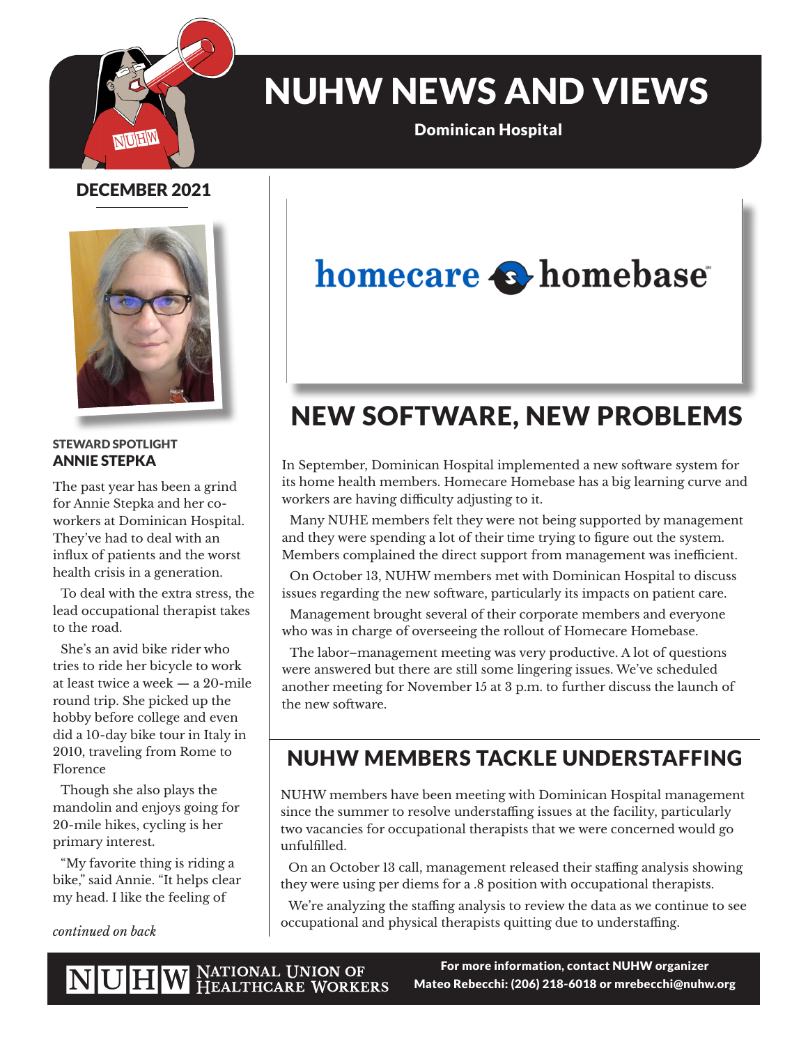# NUHW NEWS AND VIEWS

**Dominican Hospital**

DECEMBER 2021

## STEWARD SPOTLIGHT
## ANNIE STEPKA

The past year has been a grind for Annie Stepka and her co-workers at Dominican Hospital. They've had to deal with an influx of patients and the worst health crisis in a generation.

To deal with the extra stress, the lead occupational therapist takes to the road.

She's an avid bike rider who tries to ride her bicycle to work at least twice a week — a 20-mile round trip. She picked up the hobby before college and even did a 10-day bike tour in Italy in 2010, traveling from Rome to Florence

Though she also plays the mandolin and enjoys going for 20-mile hikes, cycling is her primary interest.

"My favorite thing is riding a bike," said Annie. "It helps clear my head. I like the feeling of

*continued on back*

homecare homebase

## NEW SOFTWARE, NEW PROBLEMS

In September, Dominican Hospital implemented a new software system for its home health members. Homecare Homebase has a big learning curve and workers are having difficulty adjusting to it.

Many NUHE members felt they were not being supported by management and they were spending a lot of their time trying to figure out the system. Members complained the direct support from management was inefficient.

On October 13, NUHW members met with Dominican Hospital to discuss issues regarding the new software, particularly its impacts on patient care.

Management brought several of their corporate members and everyone who was in charge of overseeing the rollout of Homecare Homebase.

The labor–management meeting was very productive. A lot of questions were answered but there are still some lingering issues. We've scheduled another meeting for November 15 at 3 p.m. to further discuss the launch of the new software.

## NUHW MEMBERS TACKLE UNDERSTAFFING

NUHW members have been meeting with Dominican Hospital management since the summer to resolve understaffing issues at the facility, particularly two vacancies for occupational therapists that we were concerned would go unfulfilled.

On an October 13 call, management released their staffing analysis showing they were using per diems for a .8 position with occupational therapists.

We're analyzing the staffing analysis to review the data as we continue to see occupational and physical therapists quitting due to understaffing.

NUHW NATIONAL UNION OF HEALTHCARE WORKERS

**For more information, contact NUHW organizer Mateo Rebecchi: (206) 218-6018 or mrebecchi@nuhw.org**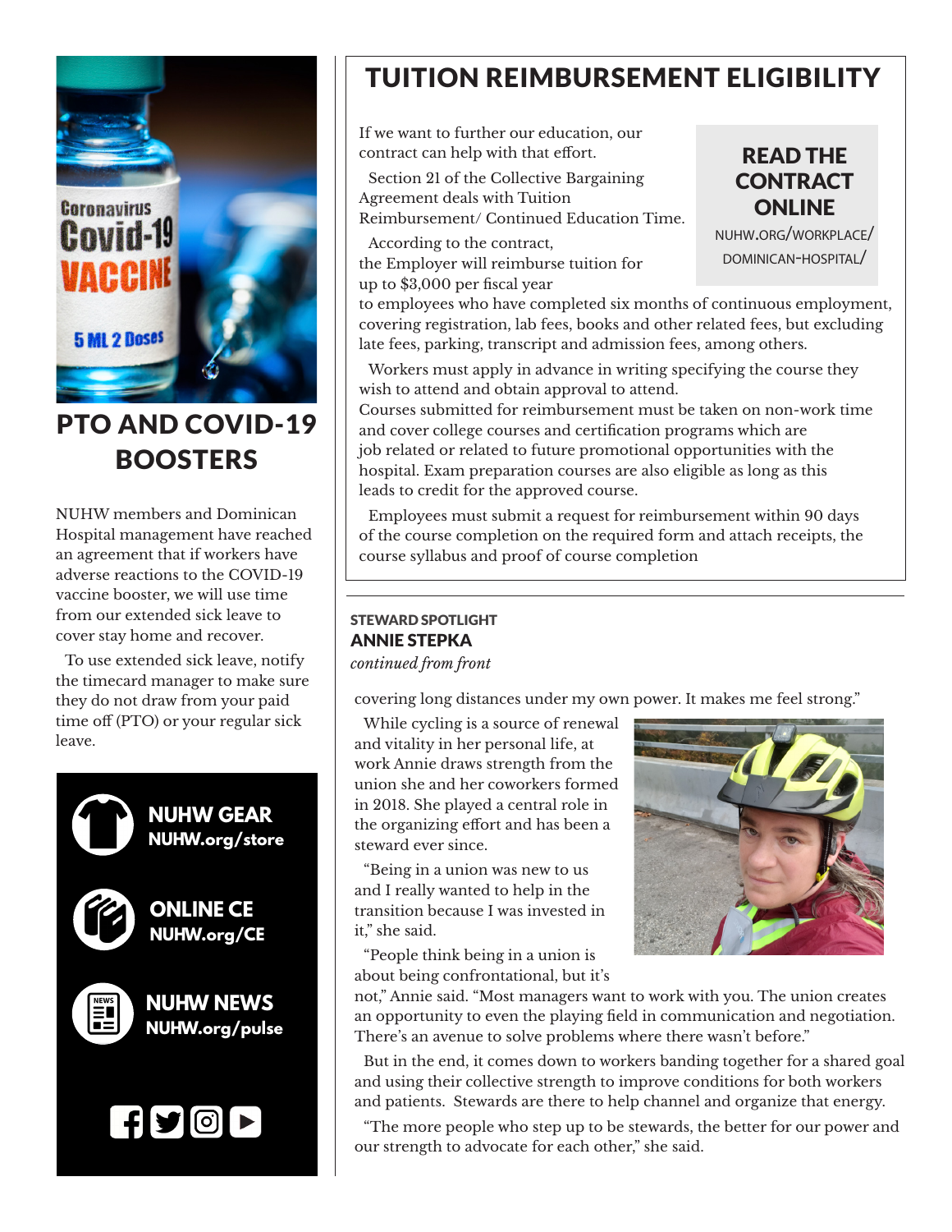## PTO AND COVID-19 BOOSTERS

NUHW members and Dominican Hospital management have reached an agreement that if workers have adverse reactions to the COVID-19 vaccine booster, we will use time from our extended sick leave to cover stay home and recover.

To use extended sick leave, notify the timecard manager to make sure they do not draw from your paid time off (PTO) or your regular sick leave.

**NUHW GEAR**
**NUHW.org/store**

**ONLINE CE**
**NUHW.org/CE**

**NUHW NEWS**
**NUHW.org/pulse**

## TUITION REIMBURSEMENT ELIGIBILITY

If we want to further our education, our contract can help with that effort.

Section 21 of the Collective Bargaining Agreement deals with Tuition Reimbursement/ Continued Education Time.

According to the contract, the Employer will reimburse tuition for up to $3,000 per fiscal year to employees who have completed six months of continuous employment, covering registration, lab fees, books and other related fees, but excluding late fees, parking, transcript and admission fees, among others.

Workers must apply in advance in writing specifying the course they wish to attend and obtain approval to attend.
Courses submitted for reimbursement must be taken on non-work time and cover college courses and certification programs which are job related or related to future promotional opportunities with the hospital. Exam preparation courses are also eligible as long as this leads to credit for the approved course.

Employees must submit a request for reimbursement within 90 days of the course completion on the required form and attach receipts, the course syllabus and proof of course completion

**READ THE CONTRACT ONLINE**
NUHW.ORG/WORKPLACE/DOMINICAN-HOSPITAL/

### STEWARD SPOTLIGHT
### ANNIE STEPKA

*continued from front*

covering long distances under my own power. It makes me feel strong."

While cycling is a source of renewal and vitality in her personal life, at work Annie draws strength from the union she and her coworkers formed in 2018. She played a central role in the organizing effort and has been a steward ever since.

"Being in a union was new to us and I really wanted to help in the transition because I was invested in it," she said.

"People think being in a union is about being confrontational, but it's not," Annie said. "Most managers want to work with you. The union creates an opportunity to even the playing field in communication and negotiation. There's an avenue to solve problems where there wasn't before."

But in the end, it comes down to workers banding together for a shared goal and using their collective strength to improve conditions for both workers and patients. Stewards are there to help channel and organize that energy.

"The more people who step up to be stewards, the better for our power and our strength to advocate for each other," she said.